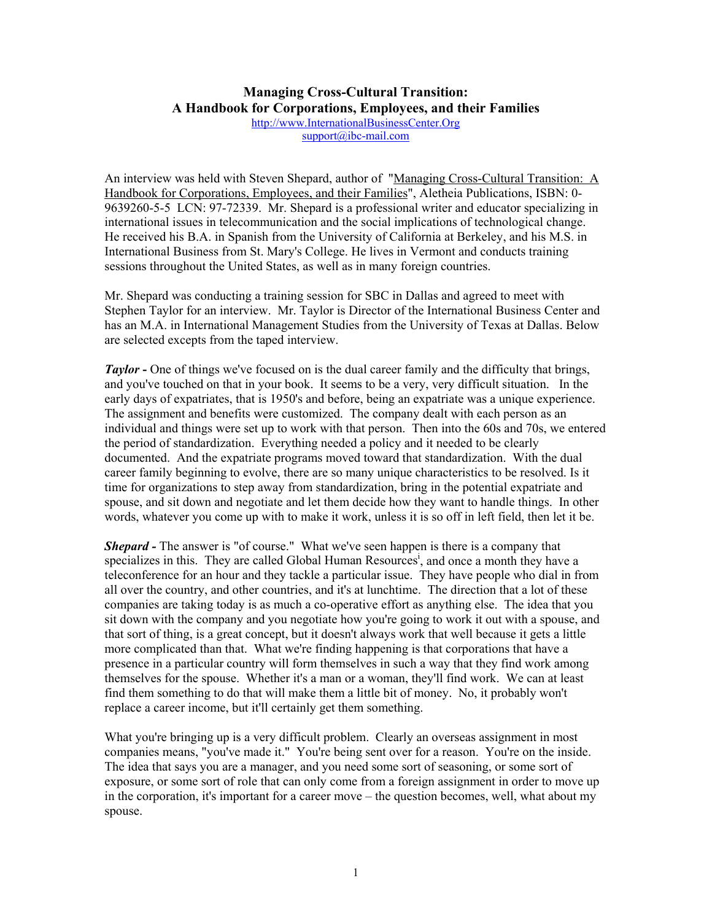# Managing Cross-Cultural Transition: A Handbook for Corporations, Employees, and their Families

http://www.InternationalBusinessCenter.Org
support@ibc-mail.com

An interview was held with Steven Shepard, author of "Managing Cross-Cultural Transition: A Handbook for Corporations, Employees, and their Families", Aletheia Publications, ISBN: 0-9639260-5-5 LCN: 97-72339. Mr. Shepard is a professional writer and educator specializing in international issues in telecommunication and the social implications of technological change. He received his B.A. in Spanish from the University of California at Berkeley, and his M.S. in International Business from St. Mary's College. He lives in Vermont and conducts training sessions throughout the United States, as well as in many foreign countries.

Mr. Shepard was conducting a training session for SBC in Dallas and agreed to meet with Stephen Taylor for an interview. Mr. Taylor is Director of the International Business Center and has an M.A. in International Management Studies from the University of Texas at Dallas. Below are selected excepts from the taped interview.

***Taylor -*** One of things we've focused on is the dual career family and the difficulty that brings, and you've touched on that in your book. It seems to be a very, very difficult situation. In the early days of expatriates, that is 1950's and before, being an expatriate was a unique experience. The assignment and benefits were customized. The company dealt with each person as an individual and things were set up to work with that person. Then into the 60s and 70s, we entered the period of standardization. Everything needed a policy and it needed to be clearly documented. And the expatriate programs moved toward that standardization. With the dual career family beginning to evolve, there are so many unique characteristics to be resolved. Is it time for organizations to step away from standardization, bring in the potential expatriate and spouse, and sit down and negotiate and let them decide how they want to handle things. In other words, whatever you come up with to make it work, unless it is so off in left field, then let it be.

***Shepard -*** The answer is "of course." What we've seen happen is there is a company that specializes in this. They are called Global Human Resources[i], and once a month they have a teleconference for an hour and they tackle a particular issue. They have people who dial in from all over the country, and other countries, and it's at lunchtime. The direction that a lot of these companies are taking today is as much a co-operative effort as anything else. The idea that you sit down with the company and you negotiate how you're going to work it out with a spouse, and that sort of thing, is a great concept, but it doesn't always work that well because it gets a little more complicated than that. What we're finding happening is that corporations that have a presence in a particular country will form themselves in such a way that they find work among themselves for the spouse. Whether it's a man or a woman, they'll find work. We can at least find them something to do that will make them a little bit of money. No, it probably won't replace a career income, but it'll certainly get them something.

What you're bringing up is a very difficult problem. Clearly an overseas assignment in most companies means, "you've made it." You're being sent over for a reason. You're on the inside. The idea that says you are a manager, and you need some sort of seasoning, or some sort of exposure, or some sort of role that can only come from a foreign assignment in order to move up in the corporation, it's important for a career move – the question becomes, well, what about my spouse.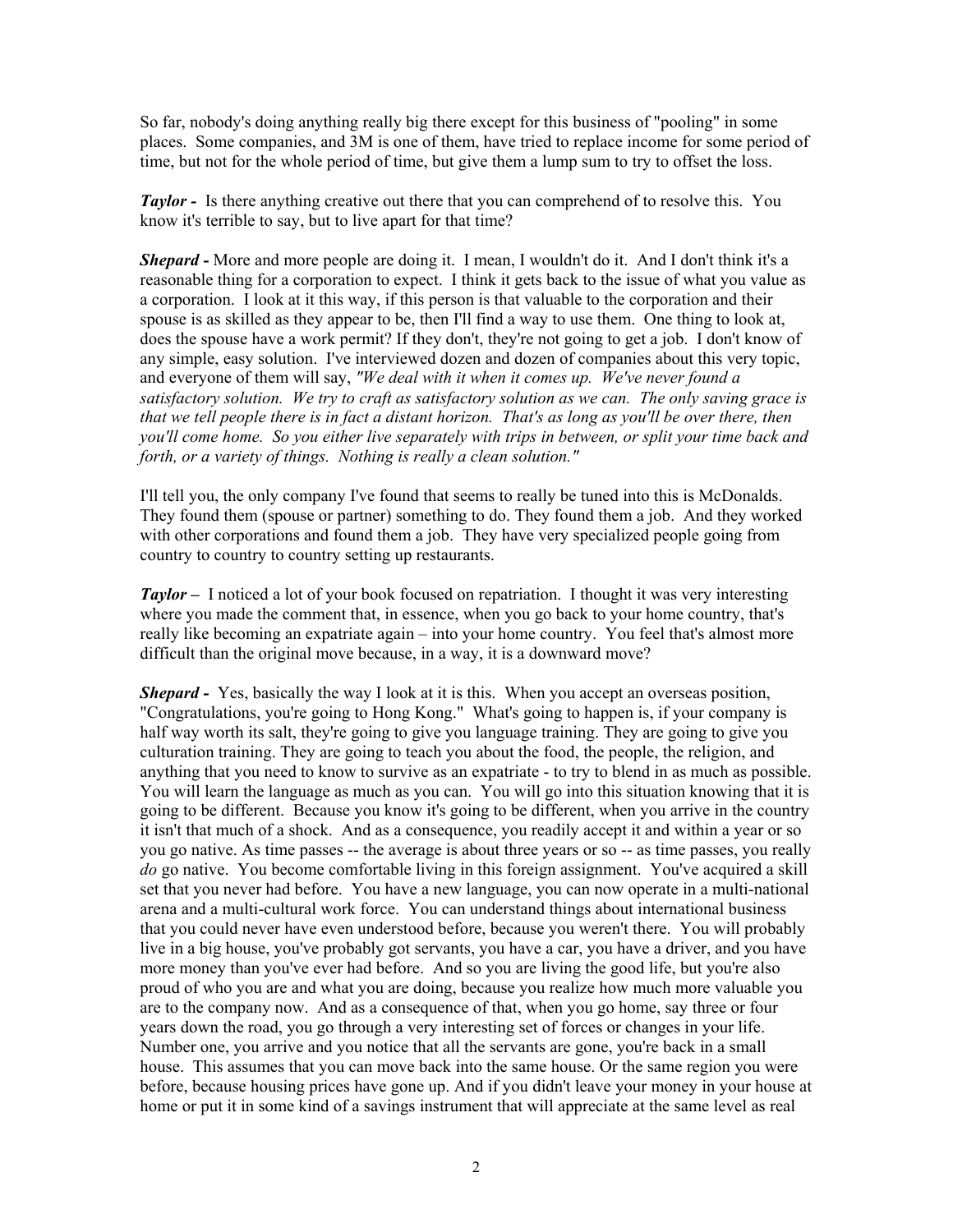So far, nobody's doing anything really big there except for this business of "pooling" in some places. Some companies, and 3M is one of them, have tried to replace income for some period of time, but not for the whole period of time, but give them a lump sum to try to offset the loss.

***Taylor -*** Is there anything creative out there that you can comprehend of to resolve this. You know it's terrible to say, but to live apart for that time?

***Shepard -*** More and more people are doing it. I mean, I wouldn't do it. And I don't think it's a reasonable thing for a corporation to expect. I think it gets back to the issue of what you value as a corporation. I look at it this way, if this person is that valuable to the corporation and their spouse is as skilled as they appear to be, then I'll find a way to use them. One thing to look at, does the spouse have a work permit? If they don't, they're not going to get a job. I don't know of any simple, easy solution. I've interviewed dozen and dozen of companies about this very topic, and everyone of them will say, *"We deal with it when it comes up. We've never found a satisfactory solution. We try to craft as satisfactory solution as we can. The only saving grace is that we tell people there is in fact a distant horizon. That's as long as you'll be over there, then you'll come home. So you either live separately with trips in between, or split your time back and forth, or a variety of things. Nothing is really a clean solution."*

I'll tell you, the only company I've found that seems to really be tuned into this is McDonalds. They found them (spouse or partner) something to do. They found them a job. And they worked with other corporations and found them a job. They have very specialized people going from country to country to country setting up restaurants.

***Taylor –*** I noticed a lot of your book focused on repatriation. I thought it was very interesting where you made the comment that, in essence, when you go back to your home country, that's really like becoming an expatriate again – into your home country. You feel that's almost more difficult than the original move because, in a way, it is a downward move?

***Shepard -*** Yes, basically the way I look at it is this. When you accept an overseas position, "Congratulations, you're going to Hong Kong." What's going to happen is, if your company is half way worth its salt, they're going to give you language training. They are going to give you culturation training. They are going to teach you about the food, the people, the religion, and anything that you need to know to survive as an expatriate - to try to blend in as much as possible. You will learn the language as much as you can. You will go into this situation knowing that it is going to be different. Because you know it's going to be different, when you arrive in the country it isn't that much of a shock. And as a consequence, you readily accept it and within a year or so you go native. As time passes -- the average is about three years or so -- as time passes, you really *do* go native. You become comfortable living in this foreign assignment. You've acquired a skill set that you never had before. You have a new language, you can now operate in a multi-national arena and a multi-cultural work force. You can understand things about international business that you could never have even understood before, because you weren't there. You will probably live in a big house, you've probably got servants, you have a car, you have a driver, and you have more money than you've ever had before. And so you are living the good life, but you're also proud of who you are and what you are doing, because you realize how much more valuable you are to the company now. And as a consequence of that, when you go home, say three or four years down the road, you go through a very interesting set of forces or changes in your life. Number one, you arrive and you notice that all the servants are gone, you're back in a small house. This assumes that you can move back into the same house. Or the same region you were before, because housing prices have gone up. And if you didn't leave your money in your house at home or put it in some kind of a savings instrument that will appreciate at the same level as real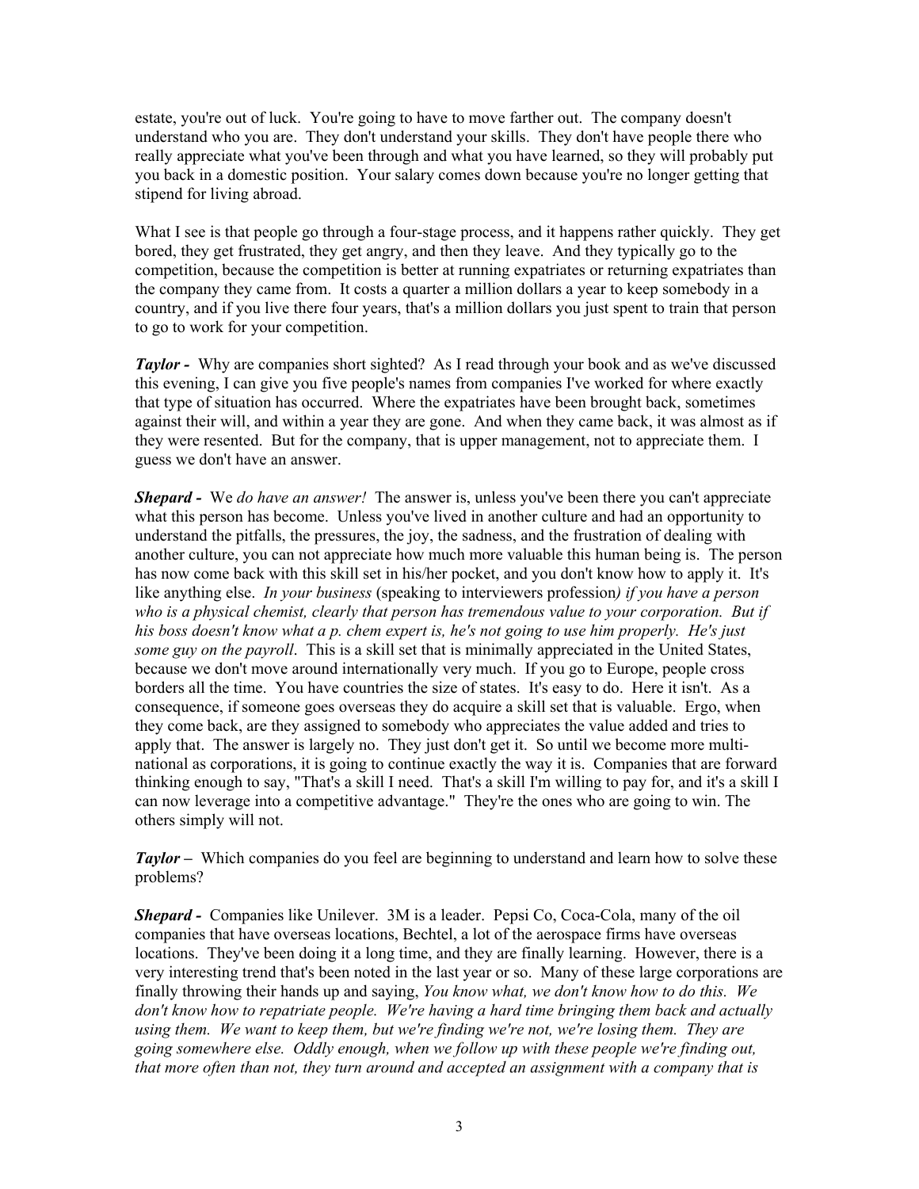estate, you're out of luck. You're going to have to move farther out. The company doesn't understand who you are. They don't understand your skills. They don't have people there who really appreciate what you've been through and what you have learned, so they will probably put you back in a domestic position. Your salary comes down because you're no longer getting that stipend for living abroad.

What I see is that people go through a four-stage process, and it happens rather quickly. They get bored, they get frustrated, they get angry, and then they leave. And they typically go to the competition, because the competition is better at running expatriates or returning expatriates than the company they came from. It costs a quarter a million dollars a year to keep somebody in a country, and if you live there four years, that's a million dollars you just spent to train that person to go to work for your competition.

***Taylor -*** Why are companies short sighted? As I read through your book and as we've discussed this evening, I can give you five people's names from companies I've worked for where exactly that type of situation has occurred. Where the expatriates have been brought back, sometimes against their will, and within a year they are gone. And when they came back, it was almost as if they were resented. But for the company, that is upper management, not to appreciate them. I guess we don't have an answer.

***Shepard -*** We *do have an answer!* The answer is, unless you've been there you can't appreciate what this person has become. Unless you've lived in another culture and had an opportunity to understand the pitfalls, the pressures, the joy, the sadness, and the frustration of dealing with another culture, you can not appreciate how much more valuable this human being is. The person has now come back with this skill set in his/her pocket, and you don't know how to apply it. It's like anything else. *In your business* (speaking to interviewers profession*) if you have a person who is a physical chemist, clearly that person has tremendous value to your corporation. But if his boss doesn't know what a p. chem expert is, he's not going to use him properly. He's just some guy on the payroll*. This is a skill set that is minimally appreciated in the United States, because we don't move around internationally very much. If you go to Europe, people cross borders all the time. You have countries the size of states. It's easy to do. Here it isn't. As a consequence, if someone goes overseas they do acquire a skill set that is valuable. Ergo, when they come back, are they assigned to somebody who appreciates the value added and tries to apply that. The answer is largely no. They just don't get it. So until we become more multi-national as corporations, it is going to continue exactly the way it is. Companies that are forward thinking enough to say, "That's a skill I need. That's a skill I'm willing to pay for, and it's a skill I can now leverage into a competitive advantage." They're the ones who are going to win. The others simply will not.

***Taylor –*** Which companies do you feel are beginning to understand and learn how to solve these problems?

***Shepard -*** Companies like Unilever. 3M is a leader. Pepsi Co, Coca-Cola, many of the oil companies that have overseas locations, Bechtel, a lot of the aerospace firms have overseas locations. They've been doing it a long time, and they are finally learning. However, there is a very interesting trend that's been noted in the last year or so. Many of these large corporations are finally throwing their hands up and saying, *You know what, we don't know how to do this. We don't know how to repatriate people. We're having a hard time bringing them back and actually using them. We want to keep them, but we're finding we're not, we're losing them. They are going somewhere else. Oddly enough, when we follow up with these people we're finding out, that more often than not, they turn around and accepted an assignment with a company that is*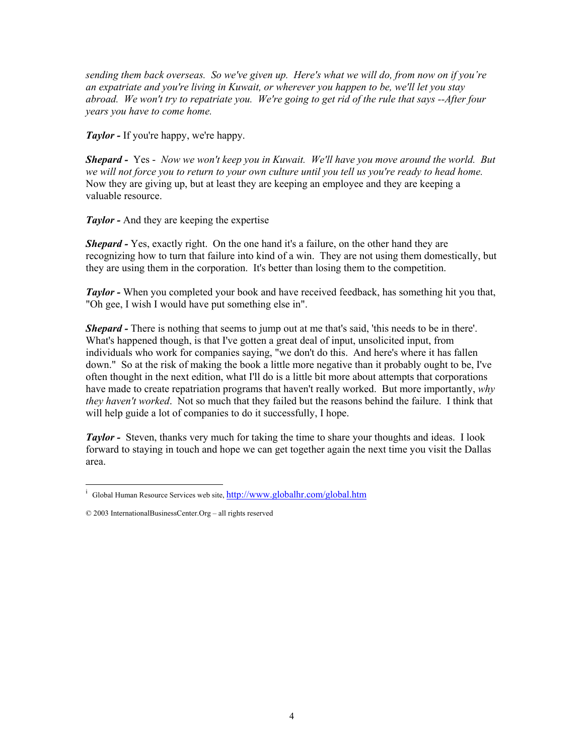*sending them back overseas. So we've given up. Here's what we will do, from now on if you're an expatriate and you're living in Kuwait, or wherever you happen to be, we'll let you stay abroad. We won't try to repatriate you. We're going to get rid of the rule that says --After four years you have to come home.*

***Taylor -*** If you're happy, we're happy.

***Shepard -*** Yes - *Now we won't keep you in Kuwait. We'll have you move around the world. But we will not force you to return to your own culture until you tell us you're ready to head home.* Now they are giving up, but at least they are keeping an employee and they are keeping a valuable resource.

***Taylor -*** And they are keeping the expertise

***Shepard -*** Yes, exactly right. On the one hand it's a failure, on the other hand they are recognizing how to turn that failure into kind of a win. They are not using them domestically, but they are using them in the corporation. It's better than losing them to the competition.

***Taylor -*** When you completed your book and have received feedback, has something hit you that, "Oh gee, I wish I would have put something else in".

***Shepard -*** There is nothing that seems to jump out at me that's said, 'this needs to be in there'. What's happened though, is that I've gotten a great deal of input, unsolicited input, from individuals who work for companies saying, "we don't do this. And here's where it has fallen down." So at the risk of making the book a little more negative than it probably ought to be, I've often thought in the next edition, what I'll do is a little bit more about attempts that corporations have made to create repatriation programs that haven't really worked. But more importantly, *why they haven't worked*. Not so much that they failed but the reasons behind the failure. I think that will help guide a lot of companies to do it successfully, I hope.

***Taylor -*** Steven, thanks very much for taking the time to share your thoughts and ideas. I look forward to staying in touch and hope we can get together again the next time you visit the Dallas area.

---

[i] Global Human Resource Services web site, http://www.globalhr.com/global.htm

© 2003 InternationalBusinessCenter.Org – all rights reserved